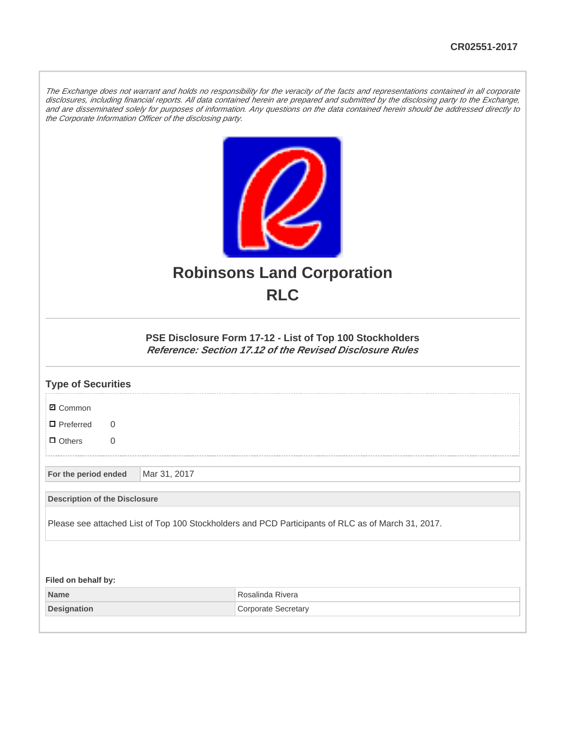CR02551-2017

*The Exchange does not warrant and holds no responsibility for the veracity of the facts and representations contained in all corporate disclosures, including financial reports. All data contained herein are prepared and submitted by the disclosing party to the Exchange, and are disseminated solely for purposes of information. Any questions on the data contained herein should be addressed directly to the Corporate Information Officer of the disclosing party.*

# Robinsons Land Corporation
# RLC

### PSE Disclosure Form 17-12 - List of Top 100 Stockholders
***Reference: Section 17.12 of the Revised Disclosure Rules***

## Type of Securities

- ☑ Common
- ☐ Preferred 0
- ☐ Others 0

| For the period ended | Mar 31, 2017 |
| --- | --- |

| Description of the Disclosure |
| --- |
| Please see attached List of Top 100 Stockholders and PCD Participants of RLC as of March 31, 2017. |

**Filed on behalf by:**

| Name | Rosalinda Rivera |
| --- | --- |
| Designation | Corporate Secretary |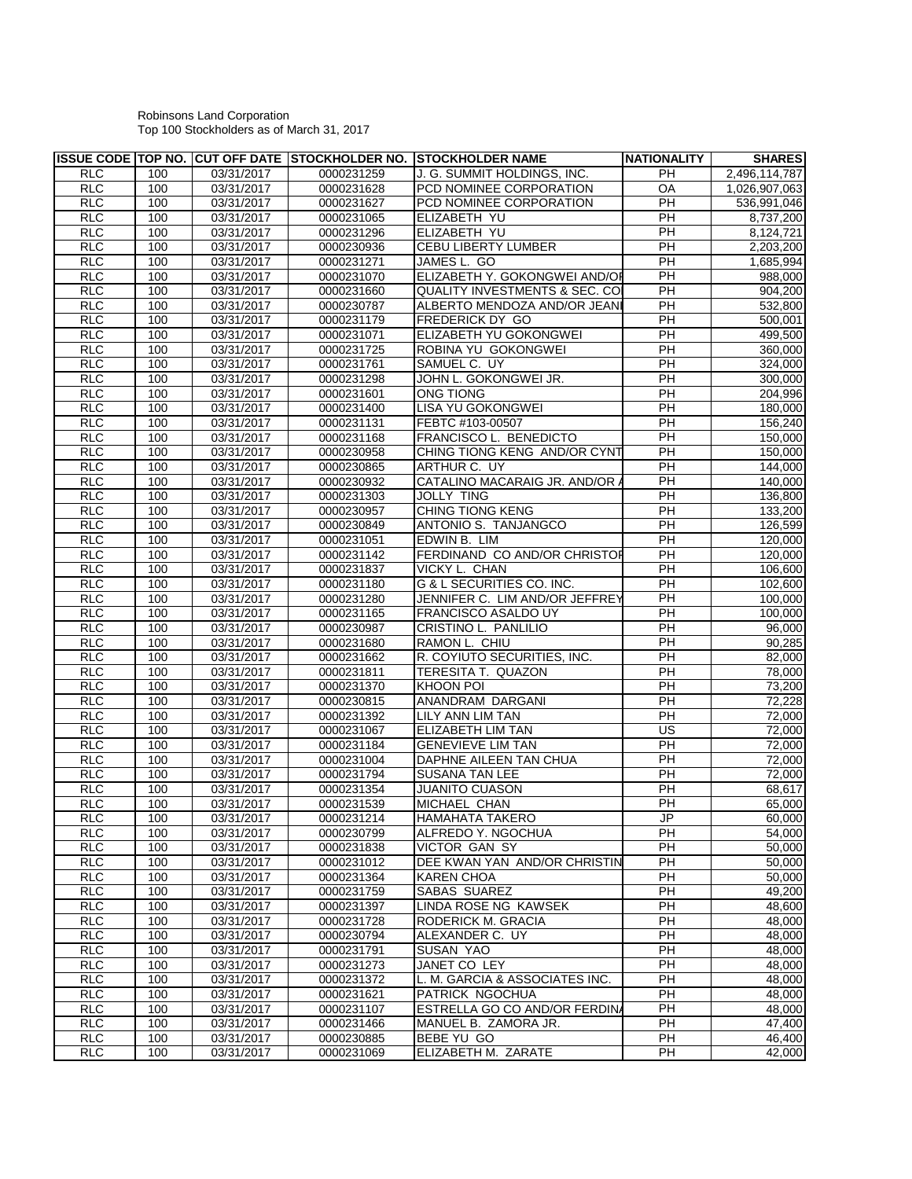Robinsons Land Corporation
Top 100 Stockholders as of March 31, 2017

| ISSUE CODE | TOP NO. | CUT OFF DATE | STOCKHOLDER NO. | STOCKHOLDER NAME | NATIONALITY | SHARES |
|---|---|---|---|---|---|---|
| RLC | 100 | 03/31/2017 | 0000231259 | J. G. SUMMIT HOLDINGS, INC. | PH | 2,496,114,787 |
| RLC | 100 | 03/31/2017 | 0000231628 | PCD NOMINEE CORPORATION | OA | 1,026,907,063 |
| RLC | 100 | 03/31/2017 | 0000231627 | PCD NOMINEE CORPORATION | PH | 536,991,046 |
| RLC | 100 | 03/31/2017 | 0000231065 | ELIZABETH YU | PH | 8,737,200 |
| RLC | 100 | 03/31/2017 | 0000231296 | ELIZABETH YU | PH | 8,124,721 |
| RLC | 100 | 03/31/2017 | 0000230936 | CEBU LIBERTY LUMBER | PH | 2,203,200 |
| RLC | 100 | 03/31/2017 | 0000231271 | JAMES L. GO | PH | 1,685,994 |
| RLC | 100 | 03/31/2017 | 0000231070 | ELIZABETH Y. GOKONGWEI AND/OI | PH | 988,000 |
| RLC | 100 | 03/31/2017 | 0000231660 | QUALITY INVESTMENTS & SEC. CO | PH | 904,200 |
| RLC | 100 | 03/31/2017 | 0000230787 | ALBERTO MENDOZA AND/OR JEANI | PH | 532,800 |
| RLC | 100 | 03/31/2017 | 0000231179 | FREDERICK DY GO | PH | 500,001 |
| RLC | 100 | 03/31/2017 | 0000231071 | ELIZABETH YU GOKONGWEI | PH | 499,500 |
| RLC | 100 | 03/31/2017 | 0000231725 | ROBINA YU GOKONGWEI | PH | 360,000 |
| RLC | 100 | 03/31/2017 | 0000231761 | SAMUEL C. UY | PH | 324,000 |
| RLC | 100 | 03/31/2017 | 0000231298 | JOHN L. GOKONGWEI JR. | PH | 300,000 |
| RLC | 100 | 03/31/2017 | 0000231601 | ONG TIONG | PH | 204,996 |
| RLC | 100 | 03/31/2017 | 0000231400 | LISA YU GOKONGWEI | PH | 180,000 |
| RLC | 100 | 03/31/2017 | 0000231131 | FEBTC #103-00507 | PH | 156,240 |
| RLC | 100 | 03/31/2017 | 0000231168 | FRANCISCO L. BENEDICTO | PH | 150,000 |
| RLC | 100 | 03/31/2017 | 0000230958 | CHING TIONG KENG AND/OR CYNT | PH | 150,000 |
| RLC | 100 | 03/31/2017 | 0000230865 | ARTHUR C. UY | PH | 144,000 |
| RLC | 100 | 03/31/2017 | 0000230932 | CATALINO MACARAIG JR. AND/OR A | PH | 140,000 |
| RLC | 100 | 03/31/2017 | 0000231303 | JOLLY TING | PH | 136,800 |
| RLC | 100 | 03/31/2017 | 0000230957 | CHING TIONG KENG | PH | 133,200 |
| RLC | 100 | 03/31/2017 | 0000230849 | ANTONIO S. TANJANGCO | PH | 126,599 |
| RLC | 100 | 03/31/2017 | 0000231051 | EDWIN B. LIM | PH | 120,000 |
| RLC | 100 | 03/31/2017 | 0000231142 | FERDINAND CO AND/OR CHRISTOI | PH | 120,000 |
| RLC | 100 | 03/31/2017 | 0000231837 | VICKY L. CHAN | PH | 106,600 |
| RLC | 100 | 03/31/2017 | 0000231180 | G & L SECURITIES CO. INC. | PH | 102,600 |
| RLC | 100 | 03/31/2017 | 0000231280 | JENNIFER C. LIM AND/OR JEFFREY | PH | 100,000 |
| RLC | 100 | 03/31/2017 | 0000231165 | FRANCISCO ASALDO UY | PH | 100,000 |
| RLC | 100 | 03/31/2017 | 0000230987 | CRISTINO L. PANLILIO | PH | 96,000 |
| RLC | 100 | 03/31/2017 | 0000231680 | RAMON L. CHIU | PH | 90,285 |
| RLC | 100 | 03/31/2017 | 0000231662 | R. COYIUTO SECURITIES, INC. | PH | 82,000 |
| RLC | 100 | 03/31/2017 | 0000231811 | TERESITA T. QUAZON | PH | 78,000 |
| RLC | 100 | 03/31/2017 | 0000231370 | KHOON POI | PH | 73,200 |
| RLC | 100 | 03/31/2017 | 0000230815 | ANANDRAM DARGANI | PH | 72,228 |
| RLC | 100 | 03/31/2017 | 0000231392 | LILY ANN LIM TAN | PH | 72,000 |
| RLC | 100 | 03/31/2017 | 0000231067 | ELIZABETH LIM TAN | US | 72,000 |
| RLC | 100 | 03/31/2017 | 0000231184 | GENEVIEVE LIM TAN | PH | 72,000 |
| RLC | 100 | 03/31/2017 | 0000231004 | DAPHNE AILEEN TAN CHUA | PH | 72,000 |
| RLC | 100 | 03/31/2017 | 0000231794 | SUSANA TAN LEE | PH | 72,000 |
| RLC | 100 | 03/31/2017 | 0000231354 | JUANITO CUASON | PH | 68,617 |
| RLC | 100 | 03/31/2017 | 0000231539 | MICHAEL CHAN | PH | 65,000 |
| RLC | 100 | 03/31/2017 | 0000231214 | HAMAHATA TAKERO | JP | 60,000 |
| RLC | 100 | 03/31/2017 | 0000230799 | ALFREDO Y. NGOCHUA | PH | 54,000 |
| RLC | 100 | 03/31/2017 | 0000231838 | VICTOR GAN SY | PH | 50,000 |
| RLC | 100 | 03/31/2017 | 0000231012 | DEE KWAN YAN AND/OR CHRISTIN | PH | 50,000 |
| RLC | 100 | 03/31/2017 | 0000231364 | KAREN CHOA | PH | 50,000 |
| RLC | 100 | 03/31/2017 | 0000231759 | SABAS SUAREZ | PH | 49,200 |
| RLC | 100 | 03/31/2017 | 0000231397 | LINDA ROSE NG KAWSEK | PH | 48,600 |
| RLC | 100 | 03/31/2017 | 0000231728 | RODERICK M. GRACIA | PH | 48,000 |
| RLC | 100 | 03/31/2017 | 0000230794 | ALEXANDER C. UY | PH | 48,000 |
| RLC | 100 | 03/31/2017 | 0000231791 | SUSAN YAO | PH | 48,000 |
| RLC | 100 | 03/31/2017 | 0000231273 | JANET CO LEY | PH | 48,000 |
| RLC | 100 | 03/31/2017 | 0000231372 | L. M. GARCIA & ASSOCIATES INC. | PH | 48,000 |
| RLC | 100 | 03/31/2017 | 0000231621 | PATRICK NGOCHUA | PH | 48,000 |
| RLC | 100 | 03/31/2017 | 0000231107 | ESTRELLA GO CO AND/OR FERDIN/ | PH | 48,000 |
| RLC | 100 | 03/31/2017 | 0000231466 | MANUEL B. ZAMORA JR. | PH | 47,400 |
| RLC | 100 | 03/31/2017 | 0000230885 | BEBE YU GO | PH | 46,400 |
| RLC | 100 | 03/31/2017 | 0000231069 | ELIZABETH M. ZARATE | PH | 42,000 |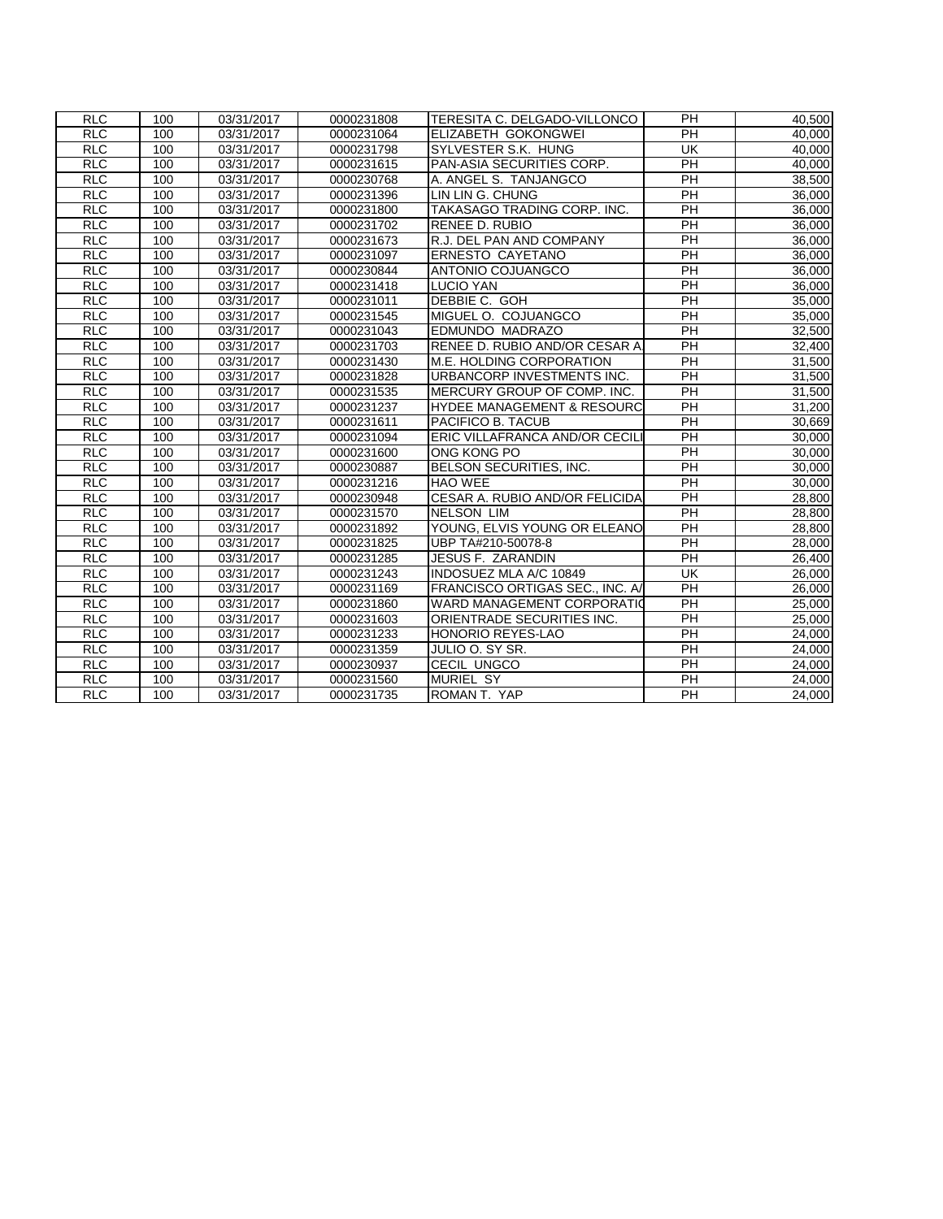| | | | | | | |
|---|---|---|---|---|---|---|
| RLC | 100 | 03/31/2017 | 0000231808 | TERESITA C. DELGADO-VILLONCO | PH | 40,500 |
| RLC | 100 | 03/31/2017 | 0000231064 | ELIZABETH GOKONGWEI | PH | 40,000 |
| RLC | 100 | 03/31/2017 | 0000231798 | SYLVESTER S.K. HUNG | UK | 40,000 |
| RLC | 100 | 03/31/2017 | 0000231615 | PAN-ASIA SECURITIES CORP. | PH | 40,000 |
| RLC | 100 | 03/31/2017 | 0000230768 | A. ANGEL S. TANJANGCO | PH | 38,500 |
| RLC | 100 | 03/31/2017 | 0000231396 | LIN LIN G. CHUNG | PH | 36,000 |
| RLC | 100 | 03/31/2017 | 0000231800 | TAKASAGO TRADING CORP. INC. | PH | 36,000 |
| RLC | 100 | 03/31/2017 | 0000231702 | RENEE D. RUBIO | PH | 36,000 |
| RLC | 100 | 03/31/2017 | 0000231673 | R.J. DEL PAN AND COMPANY | PH | 36,000 |
| RLC | 100 | 03/31/2017 | 0000231097 | ERNESTO CAYETANO | PH | 36,000 |
| RLC | 100 | 03/31/2017 | 0000230844 | ANTONIO COJUANGCO | PH | 36,000 |
| RLC | 100 | 03/31/2017 | 0000231418 | LUCIO YAN | PH | 36,000 |
| RLC | 100 | 03/31/2017 | 0000231011 | DEBBIE C. GOH | PH | 35,000 |
| RLC | 100 | 03/31/2017 | 0000231545 | MIGUEL O. COJUANGCO | PH | 35,000 |
| RLC | 100 | 03/31/2017 | 0000231043 | EDMUNDO MADRAZO | PH | 32,500 |
| RLC | 100 | 03/31/2017 | 0000231703 | RENEE D. RUBIO AND/OR CESAR A. | PH | 32,400 |
| RLC | 100 | 03/31/2017 | 0000231430 | M.E. HOLDING CORPORATION | PH | 31,500 |
| RLC | 100 | 03/31/2017 | 0000231828 | URBANCORP INVESTMENTS INC. | PH | 31,500 |
| RLC | 100 | 03/31/2017 | 0000231535 | MERCURY GROUP OF COMP. INC. | PH | 31,500 |
| RLC | 100 | 03/31/2017 | 0000231237 | HYDEE MANAGEMENT & RESOURC | PH | 31,200 |
| RLC | 100 | 03/31/2017 | 0000231611 | PACIFICO B. TACUB | PH | 30,669 |
| RLC | 100 | 03/31/2017 | 0000231094 | ERIC VILLAFRANCA AND/OR CECILI | PH | 30,000 |
| RLC | 100 | 03/31/2017 | 0000231600 | ONG KONG PO | PH | 30,000 |
| RLC | 100 | 03/31/2017 | 0000230887 | BELSON SECURITIES, INC. | PH | 30,000 |
| RLC | 100 | 03/31/2017 | 0000231216 | HAO WEE | PH | 30,000 |
| RLC | 100 | 03/31/2017 | 0000230948 | CESAR A. RUBIO AND/OR FELICIDA | PH | 28,800 |
| RLC | 100 | 03/31/2017 | 0000231570 | NELSON LIM | PH | 28,800 |
| RLC | 100 | 03/31/2017 | 0000231892 | YOUNG, ELVIS YOUNG OR ELEANO | PH | 28,800 |
| RLC | 100 | 03/31/2017 | 0000231825 | UBP TA#210-50078-8 | PH | 28,000 |
| RLC | 100 | 03/31/2017 | 0000231285 | JESUS F. ZARANDIN | PH | 26,400 |
| RLC | 100 | 03/31/2017 | 0000231243 | INDOSUEZ MLA A/C 10849 | UK | 26,000 |
| RLC | 100 | 03/31/2017 | 0000231169 | FRANCISCO ORTIGAS SEC., INC. A/ | PH | 26,000 |
| RLC | 100 | 03/31/2017 | 0000231860 | WARD MANAGEMENT CORPORATIO | PH | 25,000 |
| RLC | 100 | 03/31/2017 | 0000231603 | ORIENTRADE SECURITIES INC. | PH | 25,000 |
| RLC | 100 | 03/31/2017 | 0000231233 | HONORIO REYES-LAO | PH | 24,000 |
| RLC | 100 | 03/31/2017 | 0000231359 | JULIO O. SY SR. | PH | 24,000 |
| RLC | 100 | 03/31/2017 | 0000230937 | CECIL UNGCO | PH | 24,000 |
| RLC | 100 | 03/31/2017 | 0000231560 | MURIEL SY | PH | 24,000 |
| RLC | 100 | 03/31/2017 | 0000231735 | ROMAN T. YAP | PH | 24,000 |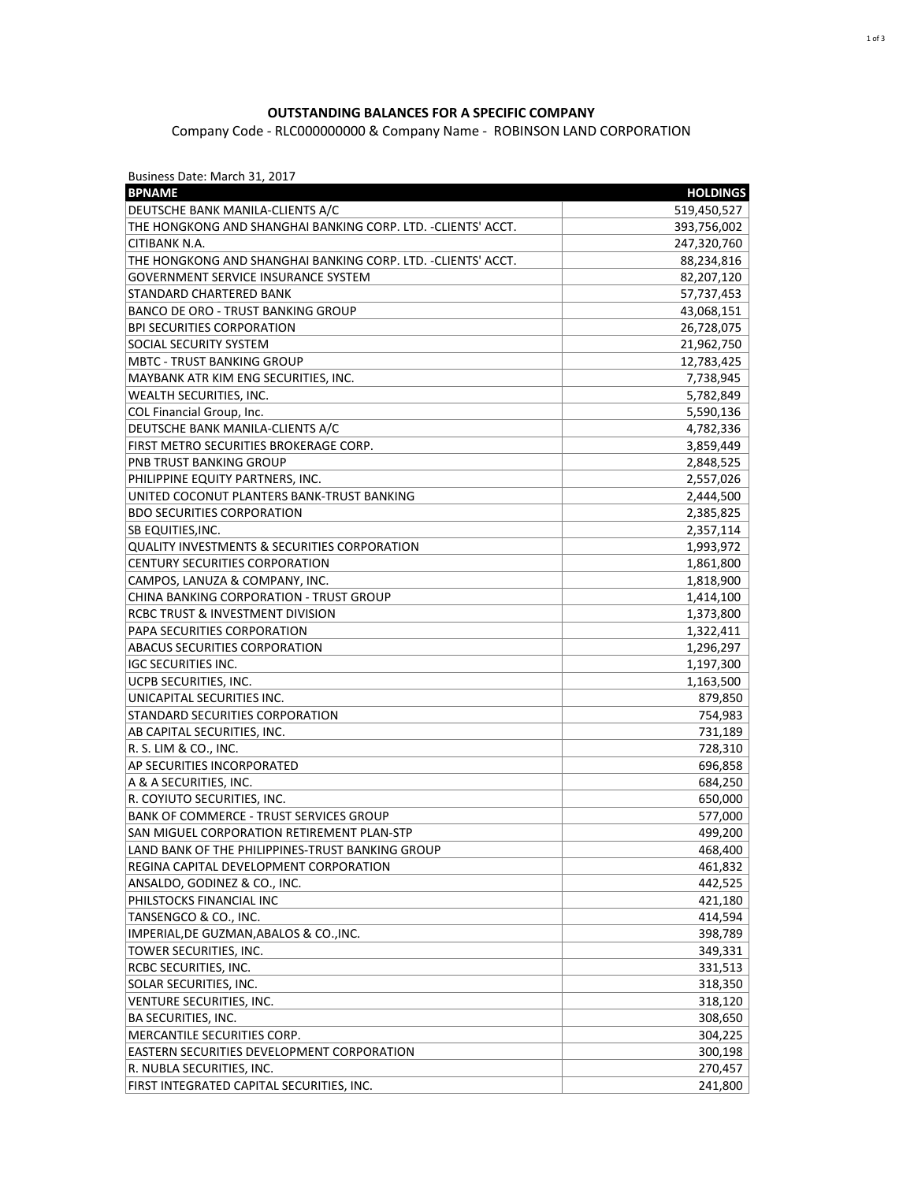**OUTSTANDING BALANCES FOR A SPECIFIC COMPANY**

Company Code - RLC000000000 & Company Name - ROBINSON LAND CORPORATION

Business Date: March 31, 2017

| BPNAME | HOLDINGS |
|---|---|
| DEUTSCHE BANK MANILA-CLIENTS A/C | 519,450,527 |
| THE HONGKONG AND SHANGHAI BANKING CORP. LTD. -CLIENTS' ACCT. | 393,756,002 |
| CITIBANK N.A. | 247,320,760 |
| THE HONGKONG AND SHANGHAI BANKING CORP. LTD. -CLIENTS' ACCT. | 88,234,816 |
| GOVERNMENT SERVICE INSURANCE SYSTEM | 82,207,120 |
| STANDARD CHARTERED BANK | 57,737,453 |
| BANCO DE ORO - TRUST BANKING GROUP | 43,068,151 |
| BPI SECURITIES CORPORATION | 26,728,075 |
| SOCIAL SECURITY SYSTEM | 21,962,750 |
| MBTC - TRUST BANKING GROUP | 12,783,425 |
| MAYBANK ATR KIM ENG SECURITIES, INC. | 7,738,945 |
| WEALTH SECURITIES, INC. | 5,782,849 |
| COL Financial Group, Inc. | 5,590,136 |
| DEUTSCHE BANK MANILA-CLIENTS A/C | 4,782,336 |
| FIRST METRO SECURITIES BROKERAGE CORP. | 3,859,449 |
| PNB TRUST BANKING GROUP | 2,848,525 |
| PHILIPPINE EQUITY PARTNERS, INC. | 2,557,026 |
| UNITED COCONUT PLANTERS BANK-TRUST BANKING | 2,444,500 |
| BDO SECURITIES CORPORATION | 2,385,825 |
| SB EQUITIES,INC. | 2,357,114 |
| QUALITY INVESTMENTS & SECURITIES CORPORATION | 1,993,972 |
| CENTURY SECURITIES CORPORATION | 1,861,800 |
| CAMPOS, LANUZA & COMPANY, INC. | 1,818,900 |
| CHINA BANKING CORPORATION - TRUST GROUP | 1,414,100 |
| RCBC TRUST & INVESTMENT DIVISION | 1,373,800 |
| PAPA SECURITIES CORPORATION | 1,322,411 |
| ABACUS SECURITIES CORPORATION | 1,296,297 |
| IGC SECURITIES INC. | 1,197,300 |
| UCPB SECURITIES, INC. | 1,163,500 |
| UNICAPITAL SECURITIES INC. | 879,850 |
| STANDARD SECURITIES CORPORATION | 754,983 |
| AB CAPITAL SECURITIES, INC. | 731,189 |
| R. S. LIM & CO., INC. | 728,310 |
| AP SECURITIES INCORPORATED | 696,858 |
| A & A SECURITIES, INC. | 684,250 |
| R. COYIUTO SECURITIES, INC. | 650,000 |
| BANK OF COMMERCE - TRUST SERVICES GROUP | 577,000 |
| SAN MIGUEL CORPORATION RETIREMENT PLAN-STP | 499,200 |
| LAND BANK OF THE PHILIPPINES-TRUST BANKING GROUP | 468,400 |
| REGINA CAPITAL DEVELOPMENT CORPORATION | 461,832 |
| ANSALDO, GODINEZ & CO., INC. | 442,525 |
| PHILSTOCKS FINANCIAL INC | 421,180 |
| TANSENGCO & CO., INC. | 414,594 |
| IMPERIAL,DE GUZMAN,ABALOS & CO.,INC. | 398,789 |
| TOWER SECURITIES, INC. | 349,331 |
| RCBC SECURITIES, INC. | 331,513 |
| SOLAR SECURITIES, INC. | 318,350 |
| VENTURE SECURITIES, INC. | 318,120 |
| BA SECURITIES, INC. | 308,650 |
| MERCANTILE SECURITIES CORP. | 304,225 |
| EASTERN SECURITIES DEVELOPMENT CORPORATION | 300,198 |
| R. NUBLA SECURITIES, INC. | 270,457 |
| FIRST INTEGRATED CAPITAL SECURITIES, INC. | 241,800 |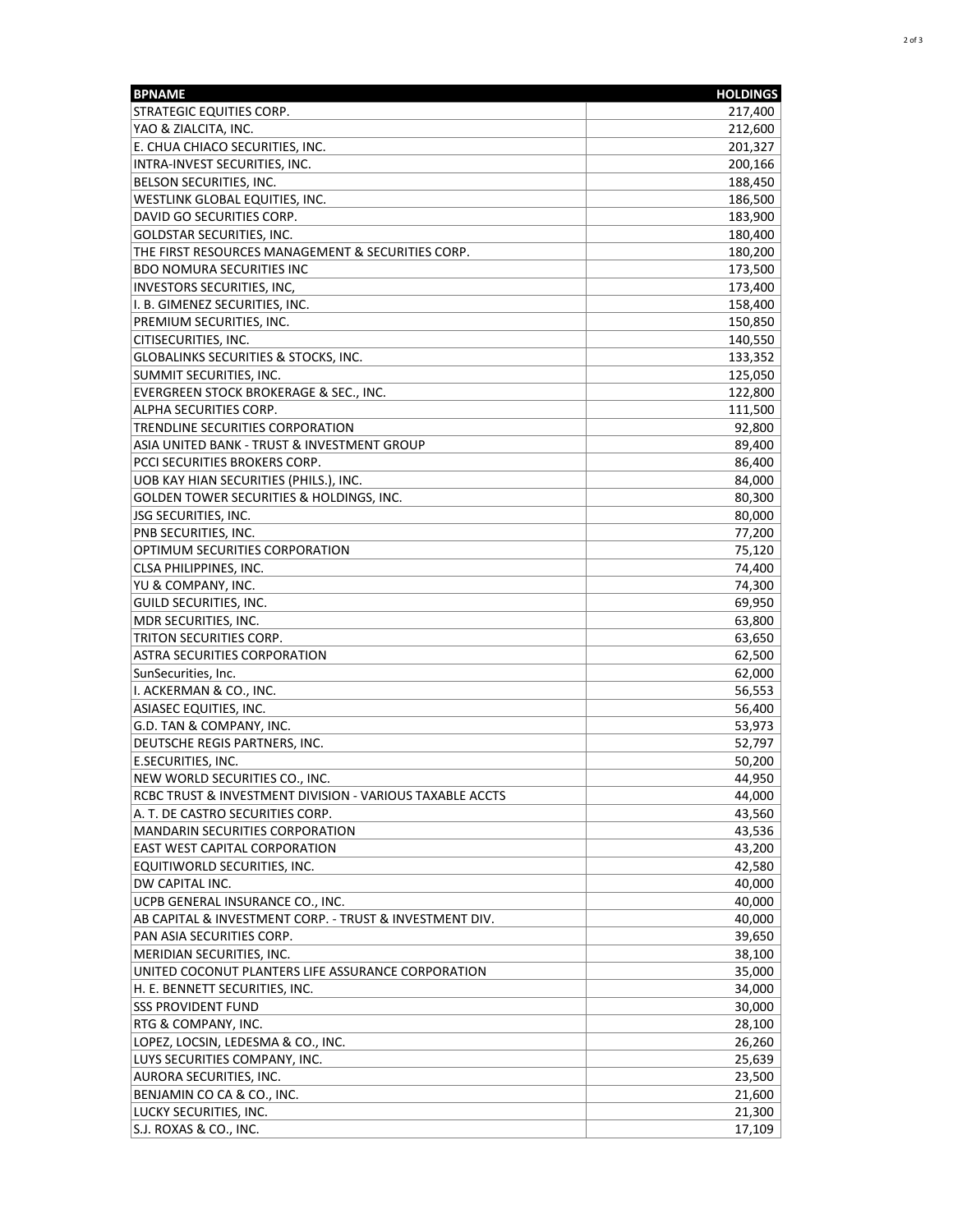| BPNAME | HOLDINGS |
| --- | ---: |
| STRATEGIC EQUITIES CORP. | 217,400 |
| YAO & ZIALCITA, INC. | 212,600 |
| E. CHUA CHIACO SECURITIES, INC. | 201,327 |
| INTRA-INVEST SECURITIES, INC. | 200,166 |
| BELSON SECURITIES, INC. | 188,450 |
| WESTLINK GLOBAL EQUITIES, INC. | 186,500 |
| DAVID GO SECURITIES CORP. | 183,900 |
| GOLDSTAR SECURITIES, INC. | 180,400 |
| THE FIRST RESOURCES MANAGEMENT & SECURITIES CORP. | 180,200 |
| BDO NOMURA SECURITIES INC | 173,500 |
| INVESTORS SECURITIES, INC, | 173,400 |
| I. B. GIMENEZ SECURITIES, INC. | 158,400 |
| PREMIUM SECURITIES, INC. | 150,850 |
| CITISECURITIES, INC. | 140,550 |
| GLOBALINKS SECURITIES & STOCKS, INC. | 133,352 |
| SUMMIT SECURITIES, INC. | 125,050 |
| EVERGREEN STOCK BROKERAGE & SEC., INC. | 122,800 |
| ALPHA SECURITIES CORP. | 111,500 |
| TRENDLINE SECURITIES CORPORATION | 92,800 |
| ASIA UNITED BANK - TRUST & INVESTMENT GROUP | 89,400 |
| PCCI SECURITIES BROKERS CORP. | 86,400 |
| UOB KAY HIAN SECURITIES (PHILS.), INC. | 84,000 |
| GOLDEN TOWER SECURITIES & HOLDINGS, INC. | 80,300 |
| JSG SECURITIES, INC. | 80,000 |
| PNB SECURITIES, INC. | 77,200 |
| OPTIMUM SECURITIES CORPORATION | 75,120 |
| CLSA PHILIPPINES, INC. | 74,400 |
| YU & COMPANY, INC. | 74,300 |
| GUILD SECURITIES, INC. | 69,950 |
| MDR SECURITIES, INC. | 63,800 |
| TRITON SECURITIES CORP. | 63,650 |
| ASTRA SECURITIES CORPORATION | 62,500 |
| SunSecurities, Inc. | 62,000 |
| I. ACKERMAN & CO., INC. | 56,553 |
| ASIASEC EQUITIES, INC. | 56,400 |
| G.D. TAN & COMPANY, INC. | 53,973 |
| DEUTSCHE REGIS PARTNERS, INC. | 52,797 |
| E.SECURITIES, INC. | 50,200 |
| NEW WORLD SECURITIES CO., INC. | 44,950 |
| RCBC TRUST & INVESTMENT DIVISION - VARIOUS TAXABLE ACCTS | 44,000 |
| A. T. DE CASTRO SECURITIES CORP. | 43,560 |
| MANDARIN SECURITIES CORPORATION | 43,536 |
| EAST WEST CAPITAL CORPORATION | 43,200 |
| EQUITIWORLD SECURITIES, INC. | 42,580 |
| DW CAPITAL INC. | 40,000 |
| UCPB GENERAL INSURANCE CO., INC. | 40,000 |
| AB CAPITAL & INVESTMENT CORP. - TRUST & INVESTMENT DIV. | 40,000 |
| PAN ASIA SECURITIES CORP. | 39,650 |
| MERIDIAN SECURITIES, INC. | 38,100 |
| UNITED COCONUT PLANTERS LIFE ASSURANCE CORPORATION | 35,000 |
| H. E. BENNETT SECURITIES, INC. | 34,000 |
| SSS PROVIDENT FUND | 30,000 |
| RTG & COMPANY, INC. | 28,100 |
| LOPEZ, LOCSIN, LEDESMA & CO., INC. | 26,260 |
| LUYS SECURITIES COMPANY, INC. | 25,639 |
| AURORA SECURITIES, INC. | 23,500 |
| BENJAMIN CO CA & CO., INC. | 21,600 |
| LUCKY SECURITIES, INC. | 21,300 |
| S.J. ROXAS & CO., INC. | 17,109 |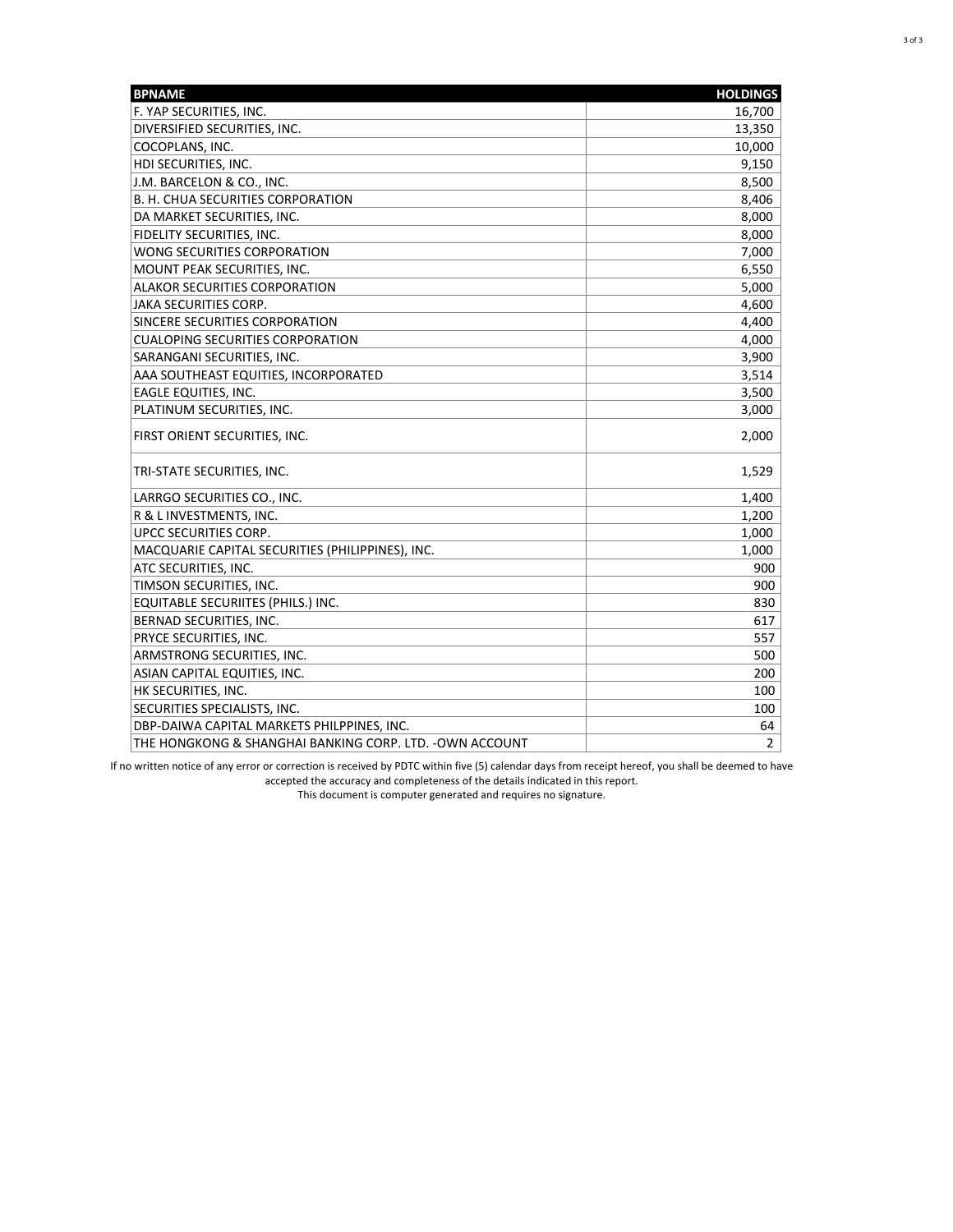| BPNAME | HOLDINGS |
| --- | --- |
| F. YAP SECURITIES, INC. | 16,700 |
| DIVERSIFIED SECURITIES, INC. | 13,350 |
| COCOPLANS, INC. | 10,000 |
| HDI SECURITIES, INC. | 9,150 |
| J.M. BARCELON & CO., INC. | 8,500 |
| B. H. CHUA SECURITIES CORPORATION | 8,406 |
| DA MARKET SECURITIES, INC. | 8,000 |
| FIDELITY SECURITIES, INC. | 8,000 |
| WONG SECURITIES CORPORATION | 7,000 |
| MOUNT PEAK SECURITIES, INC. | 6,550 |
| ALAKOR SECURITIES CORPORATION | 5,000 |
| JAKA SECURITIES CORP. | 4,600 |
| SINCERE SECURITIES CORPORATION | 4,400 |
| CUALOPING SECURITIES CORPORATION | 4,000 |
| SARANGANI SECURITIES, INC. | 3,900 |
| AAA SOUTHEAST EQUITIES, INCORPORATED | 3,514 |
| EAGLE EQUITIES, INC. | 3,500 |
| PLATINUM SECURITIES, INC. | 3,000 |
| FIRST ORIENT SECURITIES, INC. | 2,000 |
| TRI-STATE SECURITIES, INC. | 1,529 |
| LARRGO SECURITIES CO., INC. | 1,400 |
| R & L INVESTMENTS, INC. | 1,200 |
| UPCC SECURITIES CORP. | 1,000 |
| MACQUARIE CAPITAL SECURITIES (PHILIPPINES), INC. | 1,000 |
| ATC SECURITIES, INC. | 900 |
| TIMSON SECURITIES, INC. | 900 |
| EQUITABLE SECURIITES (PHILS.) INC. | 830 |
| BERNAD SECURITIES, INC. | 617 |
| PRYCE SECURITIES, INC. | 557 |
| ARMSTRONG SECURITIES, INC. | 500 |
| ASIAN CAPITAL EQUITIES, INC. | 200 |
| HK SECURITIES, INC. | 100 |
| SECURITIES SPECIALISTS, INC. | 100 |
| DBP-DAIWA CAPITAL MARKETS PHILPPINES, INC. | 64 |
| THE HONGKONG & SHANGHAI BANKING CORP. LTD. -OWN ACCOUNT | 2 |

If no written notice of any error or correction is received by PDTC within five (5) calendar days from receipt hereof, you shall be deemed to have accepted the accuracy and completeness of the details indicated in this report.

This document is computer generated and requires no signature.